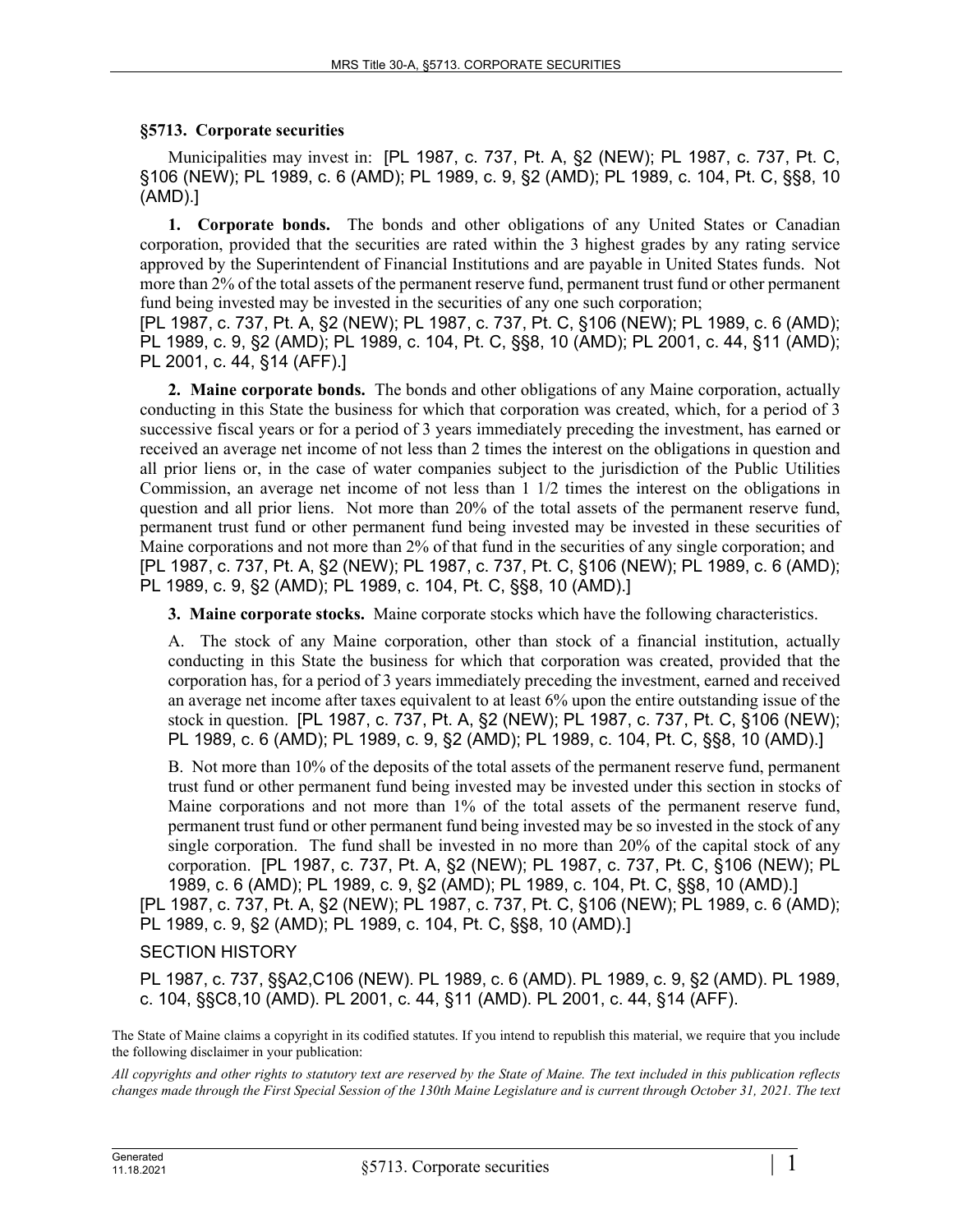### §5713. Corporate securities

Municipalities may invest in: [PL 1987, c. 737, Pt. A, §2 (NEW); PL 1987, c. 737, Pt. C, §106 (NEW); PL 1989, c. 6 (AMD); PL 1989, c. 9, §2 (AMD); PL 1989, c. 104, Pt. C, §§8, 10 (AMD).]

**1. Corporate bonds.** The bonds and other obligations of any United States or Canadian corporation, provided that the securities are rated within the 3 highest grades by any rating service approved by the Superintendent of Financial Institutions and are payable in United States funds. Not more than 2% of the total assets of the permanent reserve fund, permanent trust fund or other permanent fund being invested may be invested in the securities of any one such corporation;
[PL 1987, c. 737, Pt. A, §2 (NEW); PL 1987, c. 737, Pt. C, §106 (NEW); PL 1989, c. 6 (AMD); PL 1989, c. 9, §2 (AMD); PL 1989, c. 104, Pt. C, §§8, 10 (AMD); PL 2001, c. 44, §11 (AMD); PL 2001, c. 44, §14 (AFF).]

**2. Maine corporate bonds.** The bonds and other obligations of any Maine corporation, actually conducting in this State the business for which that corporation was created, which, for a period of 3 successive fiscal years or for a period of 3 years immediately preceding the investment, has earned or received an average net income of not less than 2 times the interest on the obligations in question and all prior liens or, in the case of water companies subject to the jurisdiction of the Public Utilities Commission, an average net income of not less than 1 1/2 times the interest on the obligations in question and all prior liens. Not more than 20% of the total assets of the permanent reserve fund, permanent trust fund or other permanent fund being invested may be invested in these securities of Maine corporations and not more than 2% of that fund in the securities of any single corporation; and
[PL 1987, c. 737, Pt. A, §2 (NEW); PL 1987, c. 737, Pt. C, §106 (NEW); PL 1989, c. 6 (AMD); PL 1989, c. 9, §2 (AMD); PL 1989, c. 104, Pt. C, §§8, 10 (AMD).]

**3. Maine corporate stocks.** Maine corporate stocks which have the following characteristics.

A. The stock of any Maine corporation, other than stock of a financial institution, actually conducting in this State the business for which that corporation was created, provided that the corporation has, for a period of 3 years immediately preceding the investment, earned and received an average net income after taxes equivalent to at least 6% upon the entire outstanding issue of the stock in question. [PL 1987, c. 737, Pt. A, §2 (NEW); PL 1987, c. 737, Pt. C, §106 (NEW); PL 1989, c. 6 (AMD); PL 1989, c. 9, §2 (AMD); PL 1989, c. 104, Pt. C, §§8, 10 (AMD).]

B. Not more than 10% of the deposits of the total assets of the permanent reserve fund, permanent trust fund or other permanent fund being invested may be invested under this section in stocks of Maine corporations and not more than 1% of the total assets of the permanent reserve fund, permanent trust fund or other permanent fund being invested may be so invested in the stock of any single corporation. The fund shall be invested in no more than 20% of the capital stock of any corporation. [PL 1987, c. 737, Pt. A, §2 (NEW); PL 1987, c. 737, Pt. C, §106 (NEW); PL 1989, c. 6 (AMD); PL 1989, c. 9, §2 (AMD); PL 1989, c. 104, Pt. C, §§8, 10 (AMD).]

[PL 1987, c. 737, Pt. A, §2 (NEW); PL 1987, c. 737, Pt. C, §106 (NEW); PL 1989, c. 6 (AMD); PL 1989, c. 9, §2 (AMD); PL 1989, c. 104, Pt. C, §§8, 10 (AMD).]

SECTION HISTORY

PL 1987, c. 737, §§A2,C106 (NEW). PL 1989, c. 6 (AMD). PL 1989, c. 9, §2 (AMD). PL 1989, c. 104, §§C8,10 (AMD). PL 2001, c. 44, §11 (AMD). PL 2001, c. 44, §14 (AFF).

The State of Maine claims a copyright in its codified statutes. If you intend to republish this material, we require that you include the following disclaimer in your publication:

*All copyrights and other rights to statutory text are reserved by the State of Maine. The text included in this publication reflects changes made through the First Special Session of the 130th Maine Legislature and is current through October 31, 2021. The text*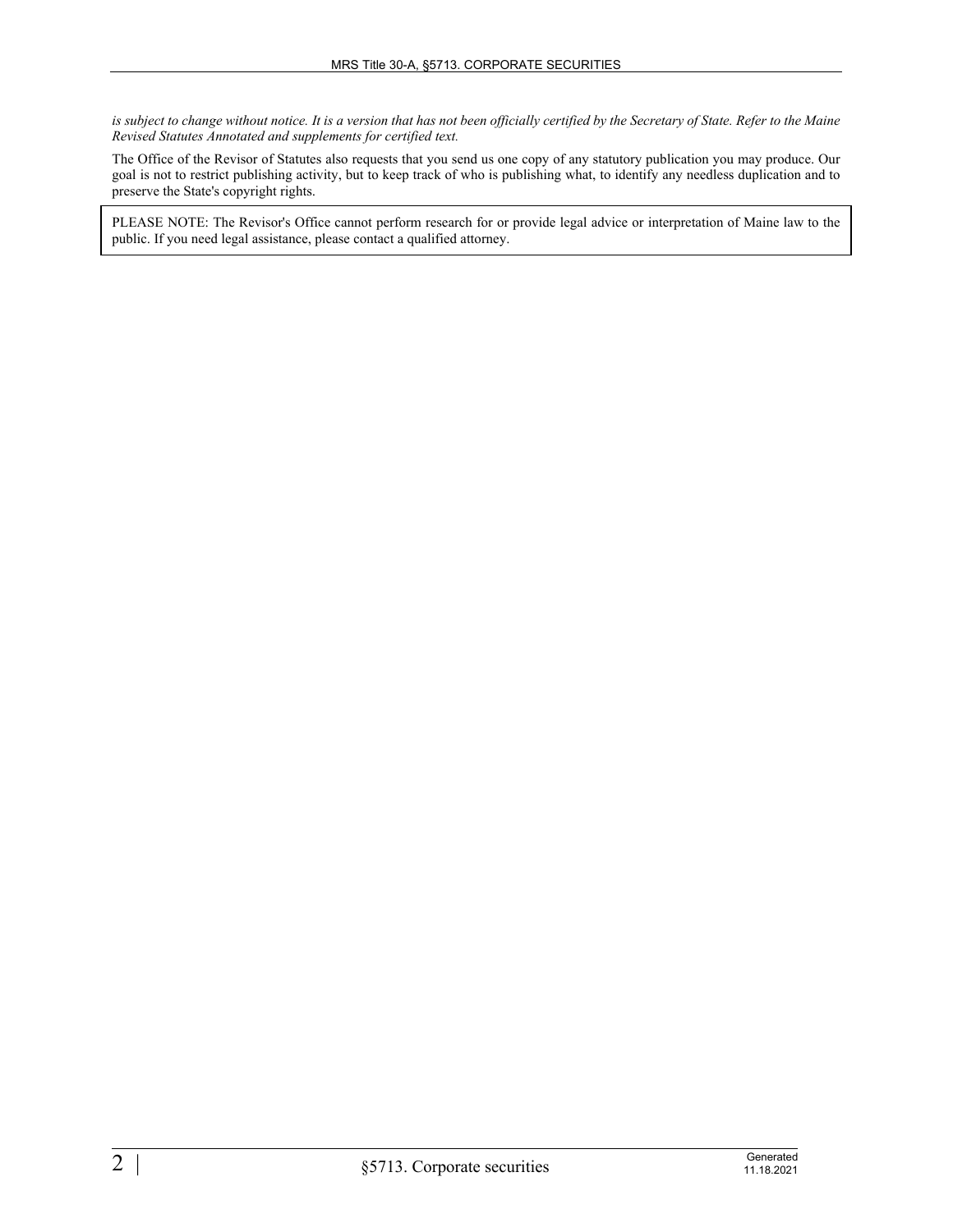*is subject to change without notice. It is a version that has not been officially certified by the Secretary of State. Refer to the Maine Revised Statutes Annotated and supplements for certified text.*

The Office of the Revisor of Statutes also requests that you send us one copy of any statutory publication you may produce. Our goal is not to restrict publishing activity, but to keep track of who is publishing what, to identify any needless duplication and to preserve the State's copyright rights.

PLEASE NOTE: The Revisor's Office cannot perform research for or provide legal advice or interpretation of Maine law to the public. If you need legal assistance, please contact a qualified attorney.